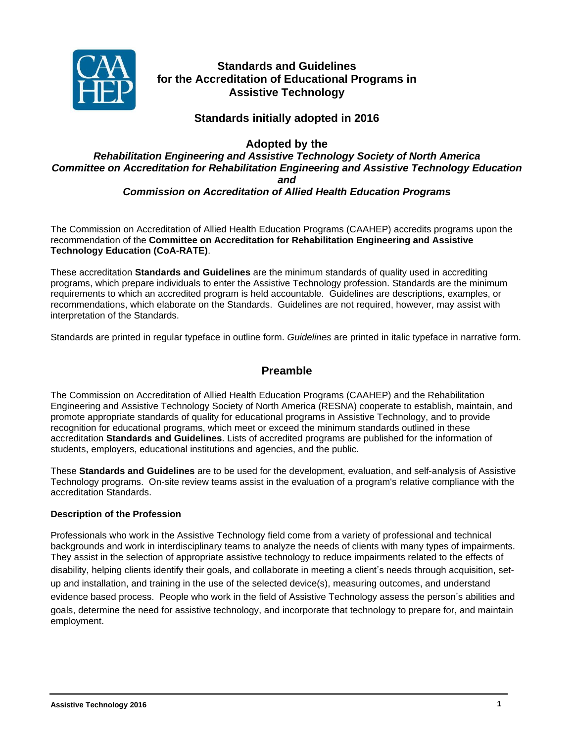# Standards and Guidelines for the Accreditation of Educational Programs in Assistive Technology

## Standards initially adopted in 2016

### Adopted by the

***Rehabilitation Engineering and Assistive Technology Society of North America***
***Committee on Accreditation for Rehabilitation Engineering and Assistive Technology Education***
***and***
***Commission on Accreditation of Allied Health Education Programs***

The Commission on Accreditation of Allied Health Education Programs (CAAHEP) accredits programs upon the recommendation of the **Committee on Accreditation for Rehabilitation Engineering and Assistive Technology Education (CoA-RATE)**.

These accreditation **Standards and Guidelines** are the minimum standards of quality used in accrediting programs, which prepare individuals to enter the Assistive Technology profession. Standards are the minimum requirements to which an accredited program is held accountable. Guidelines are descriptions, examples, or recommendations, which elaborate on the Standards. Guidelines are not required, however, may assist with interpretation of the Standards.

Standards are printed in regular typeface in outline form. *Guidelines* are printed in italic typeface in narrative form.

## Preamble

The Commission on Accreditation of Allied Health Education Programs (CAAHEP) and the Rehabilitation Engineering and Assistive Technology Society of North America (RESNA) cooperate to establish, maintain, and promote appropriate standards of quality for educational programs in Assistive Technology, and to provide recognition for educational programs, which meet or exceed the minimum standards outlined in these accreditation **Standards and Guidelines**. Lists of accredited programs are published for the information of students, employers, educational institutions and agencies, and the public.

These **Standards and Guidelines** are to be used for the development, evaluation, and self-analysis of Assistive Technology programs. On-site review teams assist in the evaluation of a program's relative compliance with the accreditation Standards.

**Description of the Profession**

Professionals who work in the Assistive Technology field come from a variety of professional and technical backgrounds and work in interdisciplinary teams to analyze the needs of clients with many types of impairments. They assist in the selection of appropriate assistive technology to reduce impairments related to the effects of disability, helping clients identify their goals, and collaborate in meeting a client's needs through acquisition, set-up and installation, and training in the use of the selected device(s), measuring outcomes, and understand evidence based process. People who work in the field of Assistive Technology assess the person's abilities and goals, determine the need for assistive technology, and incorporate that technology to prepare for, and maintain employment.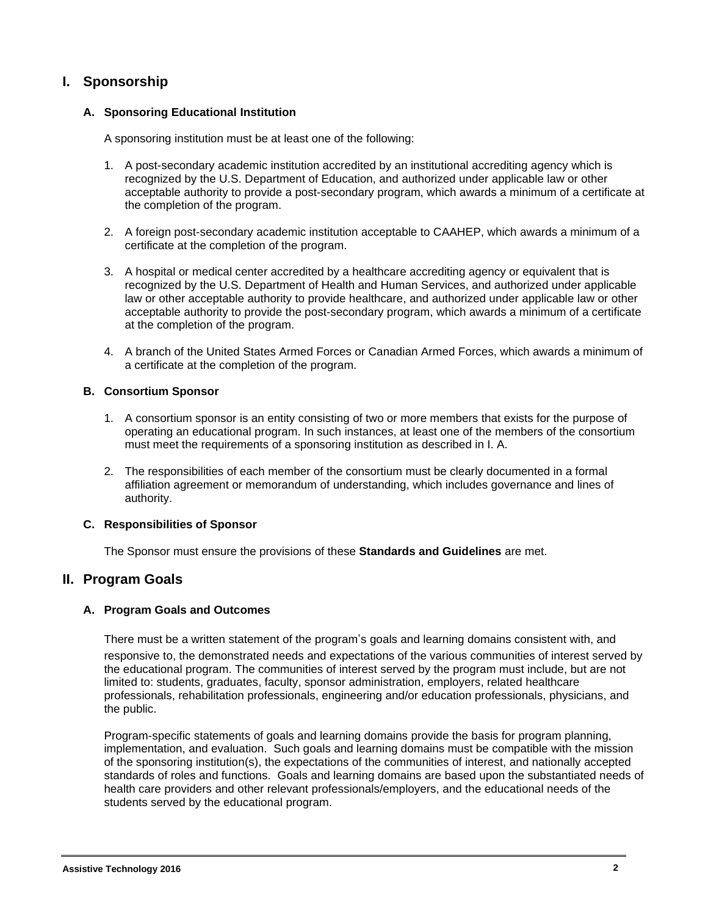## I. Sponsorship

### A. Sponsoring Educational Institution

A sponsoring institution must be at least one of the following:

1. A post-secondary academic institution accredited by an institutional accrediting agency which is recognized by the U.S. Department of Education, and authorized under applicable law or other acceptable authority to provide a post-secondary program, which awards a minimum of a certificate at the completion of the program.

2. A foreign post-secondary academic institution acceptable to CAAHEP, which awards a minimum of a certificate at the completion of the program.

3. A hospital or medical center accredited by a healthcare accrediting agency or equivalent that is recognized by the U.S. Department of Health and Human Services, and authorized under applicable law or other acceptable authority to provide healthcare, and authorized under applicable law or other acceptable authority to provide the post-secondary program, which awards a minimum of a certificate at the completion of the program.

4. A branch of the United States Armed Forces or Canadian Armed Forces, which awards a minimum of a certificate at the completion of the program.

### B. Consortium Sponsor

1. A consortium sponsor is an entity consisting of two or more members that exists for the purpose of operating an educational program. In such instances, at least one of the members of the consortium must meet the requirements of a sponsoring institution as described in I. A.

2. The responsibilities of each member of the consortium must be clearly documented in a formal affiliation agreement or memorandum of understanding, which includes governance and lines of authority.

### C. Responsibilities of Sponsor

The Sponsor must ensure the provisions of these **Standards and Guidelines** are met.

## II. Program Goals

### A. Program Goals and Outcomes

There must be a written statement of the program's goals and learning domains consistent with, and responsive to, the demonstrated needs and expectations of the various communities of interest served by the educational program. The communities of interest served by the program must include, but are not limited to: students, graduates, faculty, sponsor administration, employers, related healthcare professionals, rehabilitation professionals, engineering and/or education professionals, physicians, and the public.

Program-specific statements of goals and learning domains provide the basis for program planning, implementation, and evaluation. Such goals and learning domains must be compatible with the mission of the sponsoring institution(s), the expectations of the communities of interest, and nationally accepted standards of roles and functions. Goals and learning domains are based upon the substantiated needs of health care providers and other relevant professionals/employers, and the educational needs of the students served by the educational program.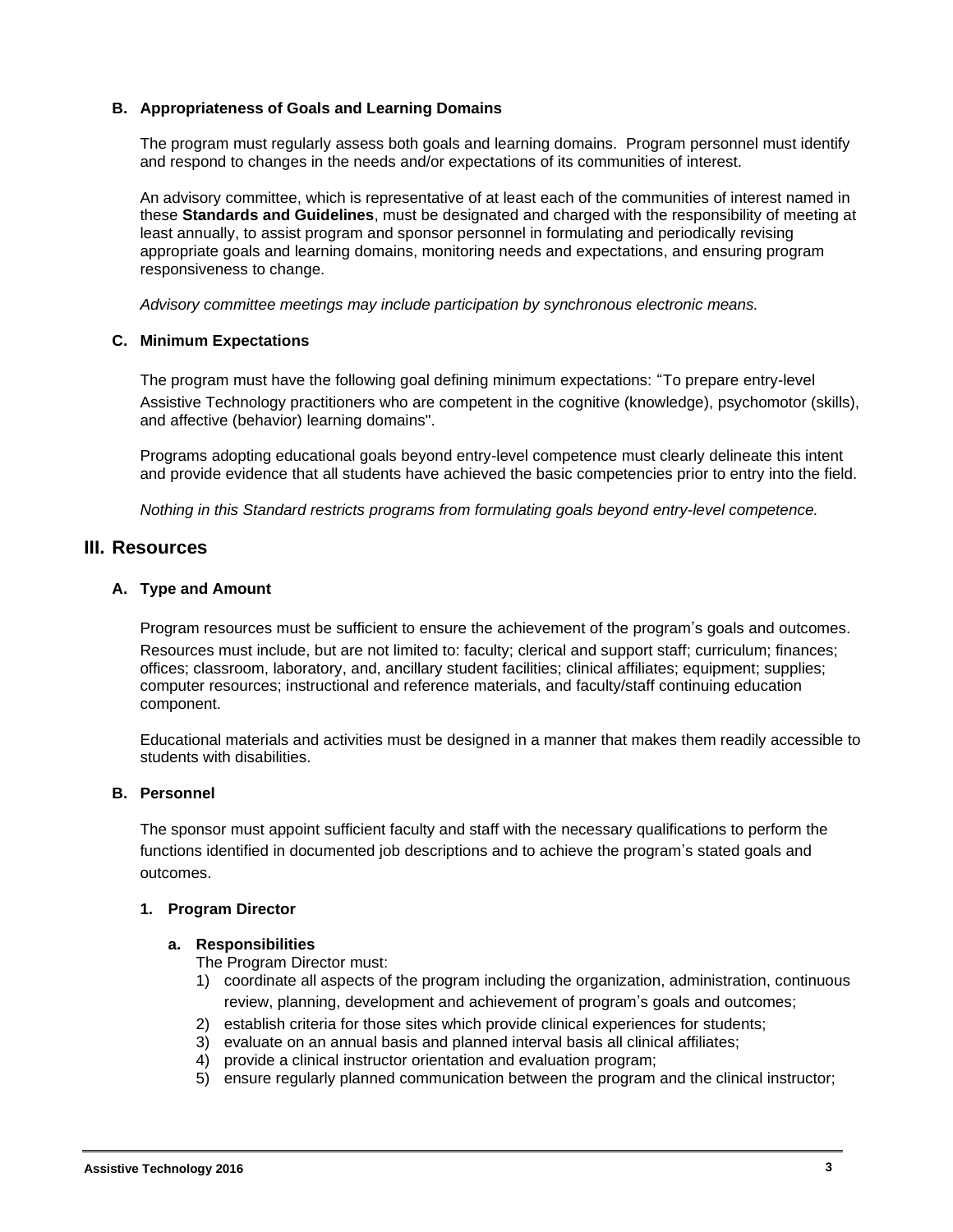### B. Appropriateness of Goals and Learning Domains

The program must regularly assess both goals and learning domains. Program personnel must identify and respond to changes in the needs and/or expectations of its communities of interest.

An advisory committee, which is representative of at least each of the communities of interest named in these **Standards and Guidelines**, must be designated and charged with the responsibility of meeting at least annually, to assist program and sponsor personnel in formulating and periodically revising appropriate goals and learning domains, monitoring needs and expectations, and ensuring program responsiveness to change.

*Advisory committee meetings may include participation by synchronous electronic means.*

### C. Minimum Expectations

The program must have the following goal defining minimum expectations: "To prepare entry-level Assistive Technology practitioners who are competent in the cognitive (knowledge), psychomotor (skills), and affective (behavior) learning domains".

Programs adopting educational goals beyond entry-level competence must clearly delineate this intent and provide evidence that all students have achieved the basic competencies prior to entry into the field.

*Nothing in this Standard restricts programs from formulating goals beyond entry-level competence.*

## III. Resources

### A. Type and Amount

Program resources must be sufficient to ensure the achievement of the program's goals and outcomes. Resources must include, but are not limited to: faculty; clerical and support staff; curriculum; finances; offices; classroom, laboratory, and, ancillary student facilities; clinical affiliates; equipment; supplies; computer resources; instructional and reference materials, and faculty/staff continuing education component.

Educational materials and activities must be designed in a manner that makes them readily accessible to students with disabilities.

### B. Personnel

The sponsor must appoint sufficient faculty and staff with the necessary qualifications to perform the functions identified in documented job descriptions and to achieve the program's stated goals and outcomes.

#### 1. Program Director

**a. Responsibilities**

The Program Director must:

1) coordinate all aspects of the program including the organization, administration, continuous review, planning, development and achievement of program's goals and outcomes;
2) establish criteria for those sites which provide clinical experiences for students;
3) evaluate on an annual basis and planned interval basis all clinical affiliates;
4) provide a clinical instructor orientation and evaluation program;
5) ensure regularly planned communication between the program and the clinical instructor;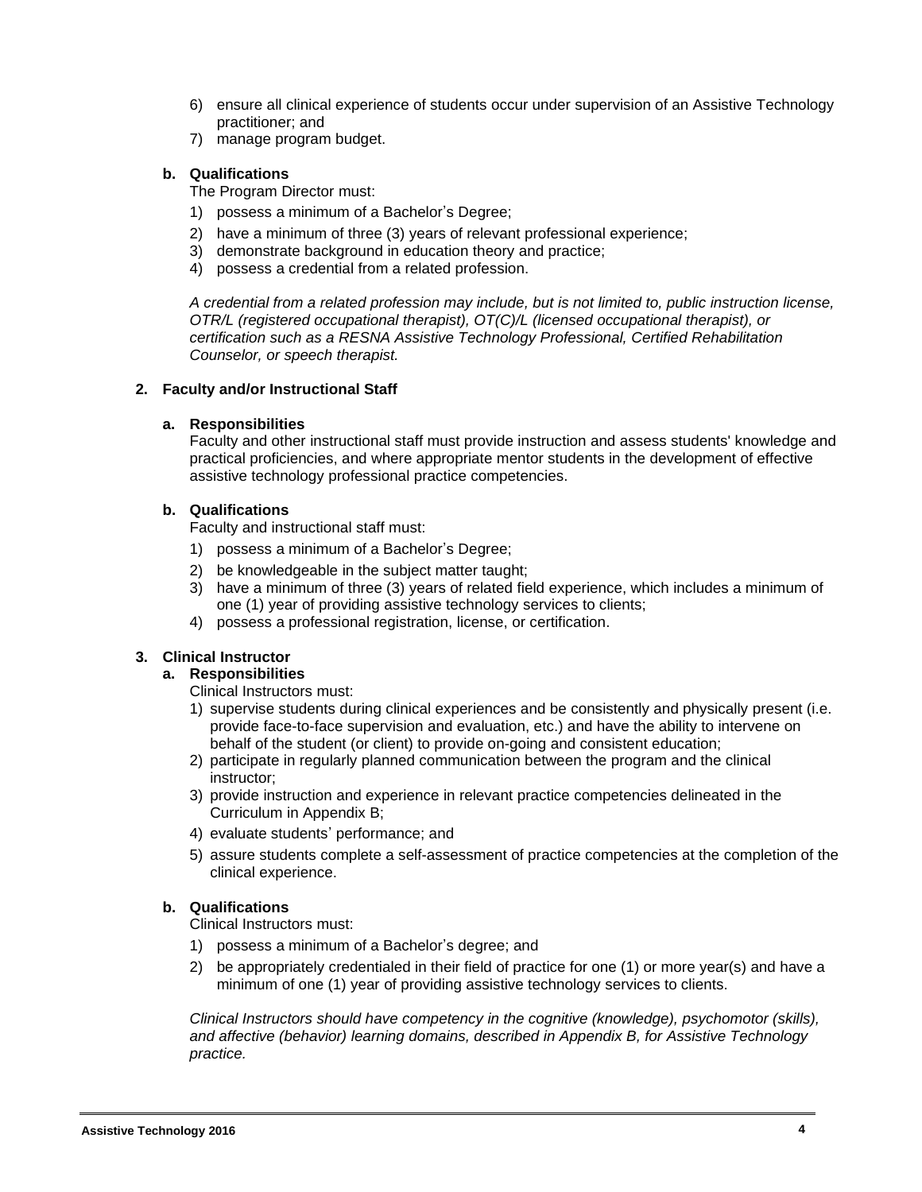6) ensure all clinical experience of students occur under supervision of an Assistive Technology practitioner; and
7) manage program budget.

**b. Qualifications**

The Program Director must:

1) possess a minimum of a Bachelor's Degree;
2) have a minimum of three (3) years of relevant professional experience;
3) demonstrate background in education theory and practice;
4) possess a credential from a related profession.

*A credential from a related profession may include, but is not limited to, public instruction license, OTR/L (registered occupational therapist), OT(C)/L (licensed occupational therapist), or certification such as a RESNA Assistive Technology Professional, Certified Rehabilitation Counselor, or speech therapist.*

### 2. Faculty and/or Instructional Staff

**a. Responsibilities**

Faculty and other instructional staff must provide instruction and assess students' knowledge and practical proficiencies, and where appropriate mentor students in the development of effective assistive technology professional practice competencies.

**b. Qualifications**

Faculty and instructional staff must:

1) possess a minimum of a Bachelor's Degree;
2) be knowledgeable in the subject matter taught;
3) have a minimum of three (3) years of related field experience, which includes a minimum of one (1) year of providing assistive technology services to clients;
4) possess a professional registration, license, or certification.

### 3. Clinical Instructor

**a. Responsibilities**

Clinical Instructors must:

1) supervise students during clinical experiences and be consistently and physically present (i.e. provide face-to-face supervision and evaluation, etc.) and have the ability to intervene on behalf of the student (or client) to provide on-going and consistent education;
2) participate in regularly planned communication between the program and the clinical instructor;
3) provide instruction and experience in relevant practice competencies delineated in the Curriculum in Appendix B;
4) evaluate students' performance; and
5) assure students complete a self-assessment of practice competencies at the completion of the clinical experience.

**b. Qualifications**

Clinical Instructors must:

1) possess a minimum of a Bachelor's degree; and
2) be appropriately credentialed in their field of practice for one (1) or more year(s) and have a minimum of one (1) year of providing assistive technology services to clients.

*Clinical Instructors should have competency in the cognitive (knowledge), psychomotor (skills), and affective (behavior) learning domains, described in Appendix B, for Assistive Technology practice.*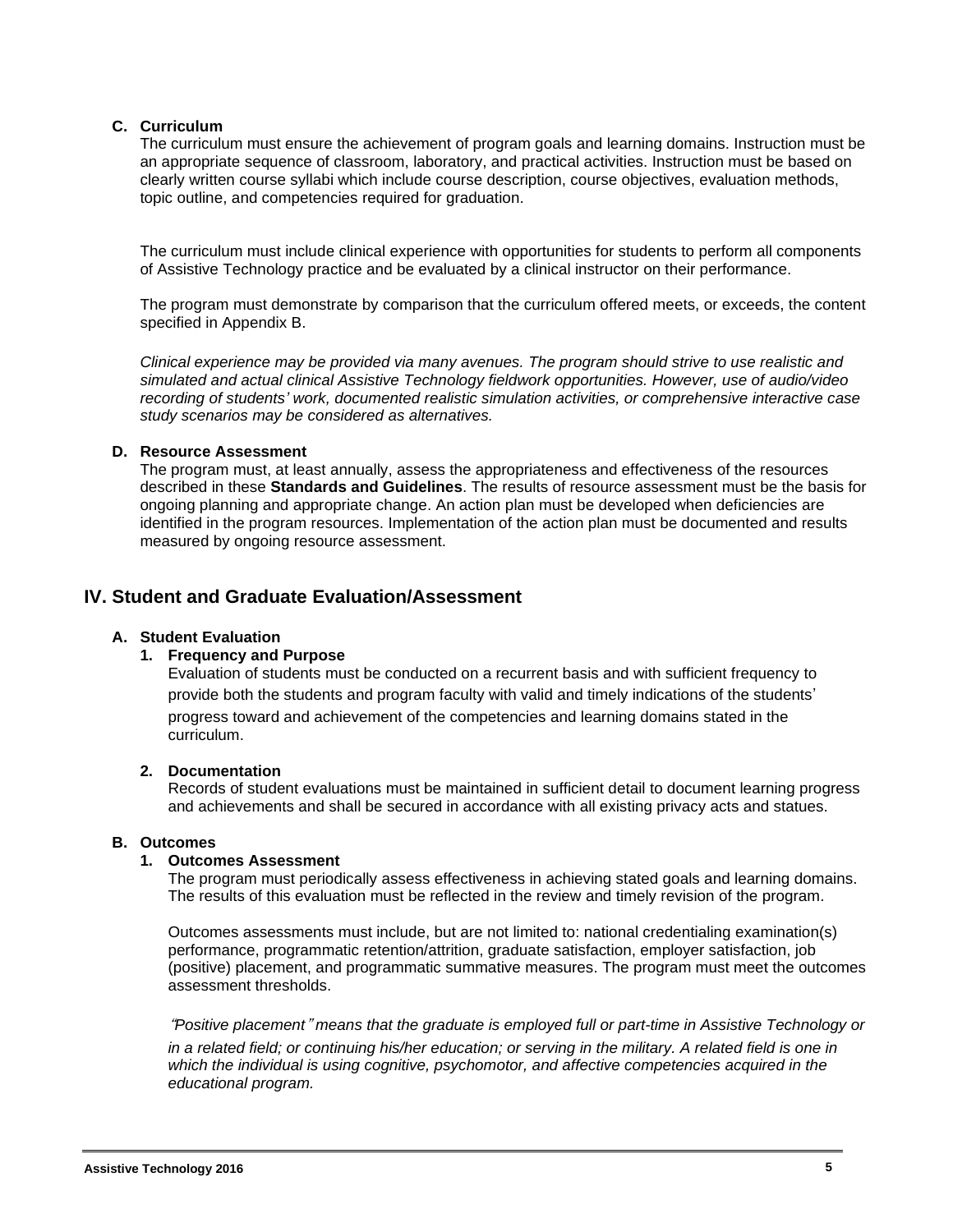### C. Curriculum

The curriculum must ensure the achievement of program goals and learning domains. Instruction must be an appropriate sequence of classroom, laboratory, and practical activities. Instruction must be based on clearly written course syllabi which include course description, course objectives, evaluation methods, topic outline, and competencies required for graduation.

The curriculum must include clinical experience with opportunities for students to perform all components of Assistive Technology practice and be evaluated by a clinical instructor on their performance.

The program must demonstrate by comparison that the curriculum offered meets, or exceeds, the content specified in Appendix B.

*Clinical experience may be provided via many avenues. The program should strive to use realistic and simulated and actual clinical Assistive Technology fieldwork opportunities. However, use of audio/video recording of students' work, documented realistic simulation activities, or comprehensive interactive case study scenarios may be considered as alternatives.*

### D. Resource Assessment

The program must, at least annually, assess the appropriateness and effectiveness of the resources described in these **Standards and Guidelines**. The results of resource assessment must be the basis for ongoing planning and appropriate change. An action plan must be developed when deficiencies are identified in the program resources. Implementation of the action plan must be documented and results measured by ongoing resource assessment.

## IV. Student and Graduate Evaluation/Assessment

### A. Student Evaluation

#### 1. Frequency and Purpose

Evaluation of students must be conducted on a recurrent basis and with sufficient frequency to provide both the students and program faculty with valid and timely indications of the students' progress toward and achievement of the competencies and learning domains stated in the curriculum.

#### 2. Documentation

Records of student evaluations must be maintained in sufficient detail to document learning progress and achievements and shall be secured in accordance with all existing privacy acts and statues.

### B. Outcomes

#### 1. Outcomes Assessment

The program must periodically assess effectiveness in achieving stated goals and learning domains. The results of this evaluation must be reflected in the review and timely revision of the program.

Outcomes assessments must include, but are not limited to: national credentialing examination(s) performance, programmatic retention/attrition, graduate satisfaction, employer satisfaction, job (positive) placement, and programmatic summative measures. The program must meet the outcomes assessment thresholds.

*"Positive placement" means that the graduate is employed full or part-time in Assistive Technology or in a related field; or continuing his/her education; or serving in the military. A related field is one in which the individual is using cognitive, psychomotor, and affective competencies acquired in the educational program.*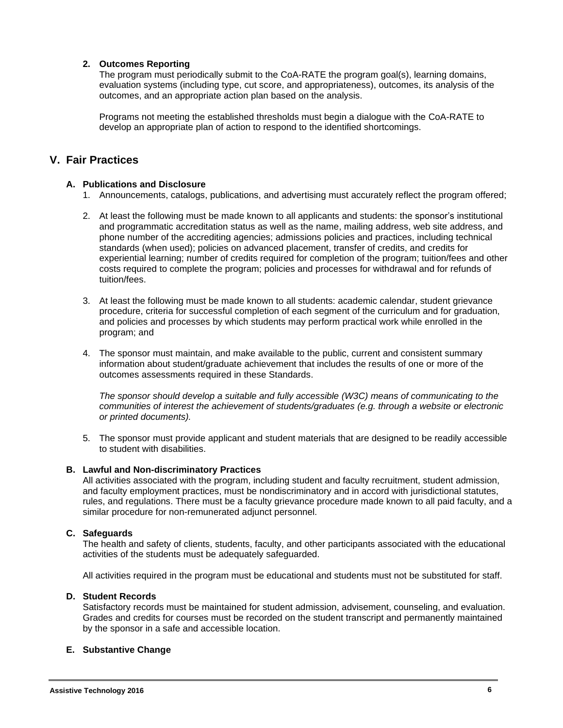**2. Outcomes Reporting**

The program must periodically submit to the CoA-RATE the program goal(s), learning domains, evaluation systems (including type, cut score, and appropriateness), outcomes, its analysis of the outcomes, and an appropriate action plan based on the analysis.

Programs not meeting the established thresholds must begin a dialogue with the CoA-RATE to develop an appropriate plan of action to respond to the identified shortcomings.

## V. Fair Practices

### A. Publications and Disclosure

1. Announcements, catalogs, publications, and advertising must accurately reflect the program offered;

2. At least the following must be made known to all applicants and students: the sponsor's institutional and programmatic accreditation status as well as the name, mailing address, web site address, and phone number of the accrediting agencies; admissions policies and practices, including technical standards (when used); policies on advanced placement, transfer of credits, and credits for experiential learning; number of credits required for completion of the program; tuition/fees and other costs required to complete the program; policies and processes for withdrawal and for refunds of tuition/fees.

3. At least the following must be made known to all students: academic calendar, student grievance procedure, criteria for successful completion of each segment of the curriculum and for graduation, and policies and processes by which students may perform practical work while enrolled in the program; and

4. The sponsor must maintain, and make available to the public, current and consistent summary information about student/graduate achievement that includes the results of one or more of the outcomes assessments required in these Standards.

   *The sponsor should develop a suitable and fully accessible (W3C) means of communicating to the communities of interest the achievement of students/graduates (e.g. through a website or electronic or printed documents).*

5. The sponsor must provide applicant and student materials that are designed to be readily accessible to student with disabilities.

### B. Lawful and Non-discriminatory Practices

All activities associated with the program, including student and faculty recruitment, student admission, and faculty employment practices, must be nondiscriminatory and in accord with jurisdictional statutes, rules, and regulations. There must be a faculty grievance procedure made known to all paid faculty, and a similar procedure for non-remunerated adjunct personnel.

### C. Safeguards

The health and safety of clients, students, faculty, and other participants associated with the educational activities of the students must be adequately safeguarded.

All activities required in the program must be educational and students must not be substituted for staff.

### D. Student Records

Satisfactory records must be maintained for student admission, advisement, counseling, and evaluation. Grades and credits for courses must be recorded on the student transcript and permanently maintained by the sponsor in a safe and accessible location.

### E. Substantive Change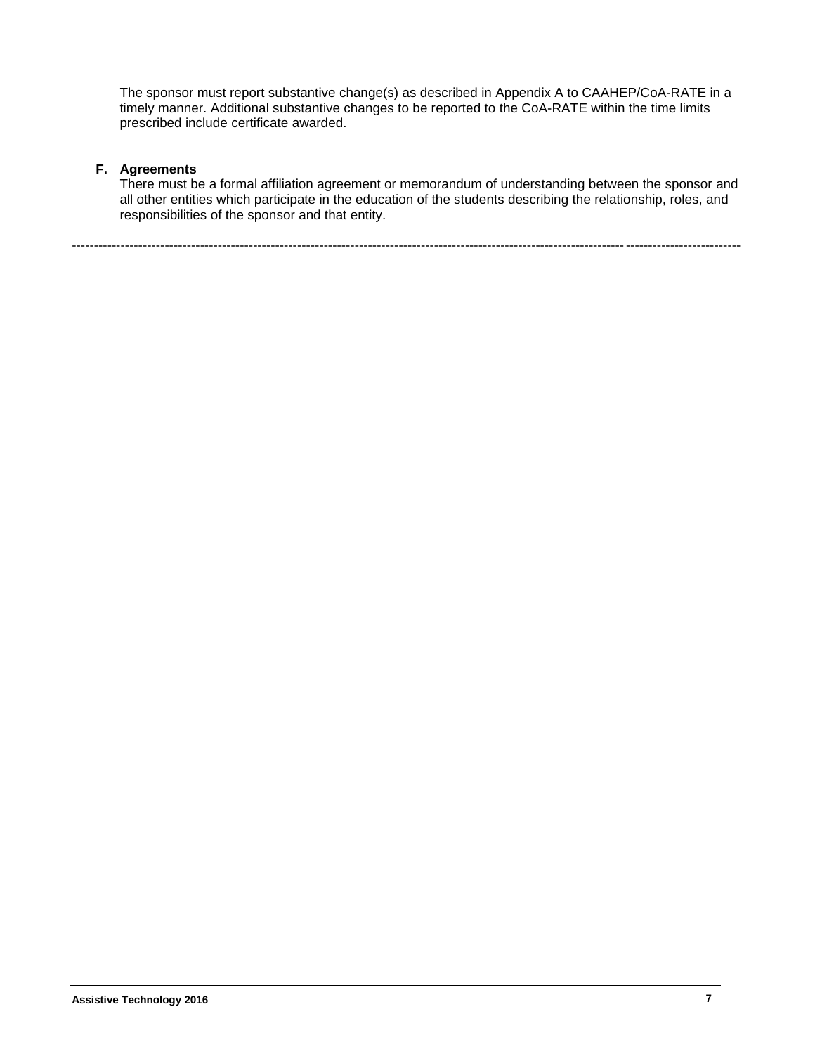The sponsor must report substantive change(s) as described in Appendix A to CAAHEP/CoA-RATE in a timely manner. Additional substantive changes to be reported to the CoA-RATE within the time limits prescribed include certificate awarded.

**F. Agreements**

There must be a formal affiliation agreement or memorandum of understanding between the sponsor and all other entities which participate in the education of the students describing the relationship, roles, and responsibilities of the sponsor and that entity.

---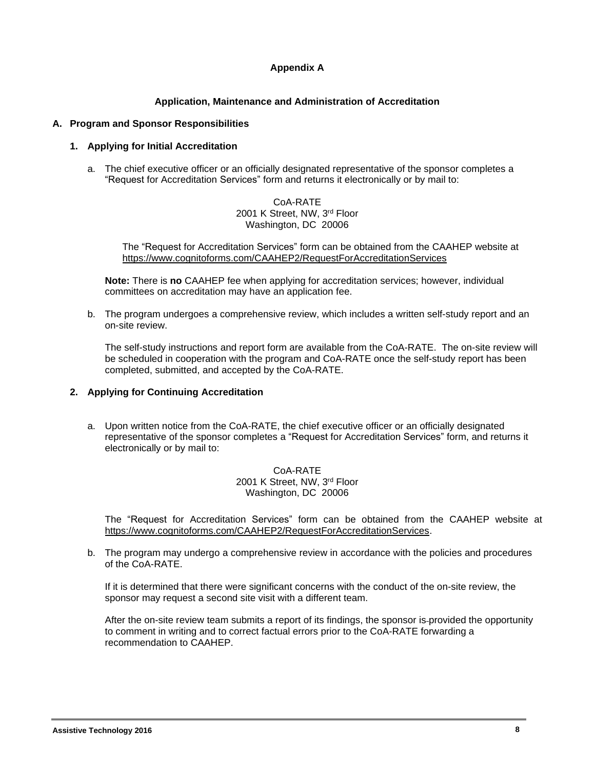## Appendix A

### Application, Maintenance and Administration of Accreditation

**A. Program and Sponsor Responsibilities**

**1. Applying for Initial Accreditation**

a. The chief executive officer or an officially designated representative of the sponsor completes a "Request for Accreditation Services" form and returns it electronically or by mail to:

CoA-RATE
2001 K Street, NW, 3rd Floor
Washington, DC 20006

The "Request for Accreditation Services" form can be obtained from the CAAHEP website at https://www.cognitoforms.com/CAAHEP2/RequestForAccreditationServices

**Note:** There is **no** CAAHEP fee when applying for accreditation services; however, individual committees on accreditation may have an application fee.

b. The program undergoes a comprehensive review, which includes a written self-study report and an on-site review.

The self-study instructions and report form are available from the CoA-RATE. The on-site review will be scheduled in cooperation with the program and CoA-RATE once the self-study report has been completed, submitted, and accepted by the CoA-RATE.

**2. Applying for Continuing Accreditation**

a. Upon written notice from the CoA-RATE, the chief executive officer or an officially designated representative of the sponsor completes a "Request for Accreditation Services" form, and returns it electronically or by mail to:

CoA-RATE
2001 K Street, NW, 3rd Floor
Washington, DC 20006

The "Request for Accreditation Services" form can be obtained from the CAAHEP website at https://www.cognitoforms.com/CAAHEP2/RequestForAccreditationServices.

b. The program may undergo a comprehensive review in accordance with the policies and procedures of the CoA-RATE.

If it is determined that there were significant concerns with the conduct of the on-site review, the sponsor may request a second site visit with a different team.

After the on-site review team submits a report of its findings, the sponsor is provided the opportunity to comment in writing and to correct factual errors prior to the CoA-RATE forwarding a recommendation to CAAHEP.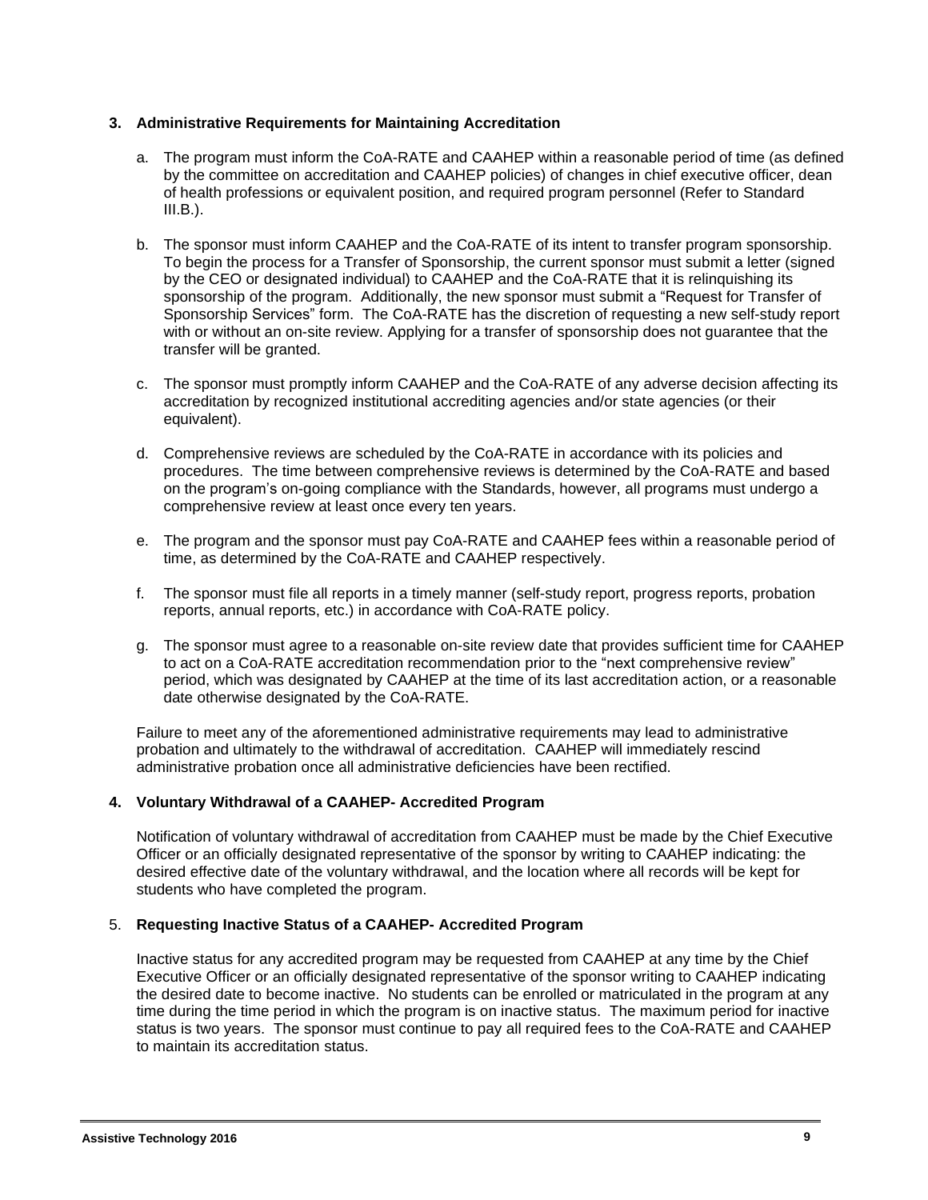### 3. Administrative Requirements for Maintaining Accreditation

a. The program must inform the CoA-RATE and CAAHEP within a reasonable period of time (as defined by the committee on accreditation and CAAHEP policies) of changes in chief executive officer, dean of health professions or equivalent position, and required program personnel (Refer to Standard III.B.).

b. The sponsor must inform CAAHEP and the CoA-RATE of its intent to transfer program sponsorship. To begin the process for a Transfer of Sponsorship, the current sponsor must submit a letter (signed by the CEO or designated individual) to CAAHEP and the CoA-RATE that it is relinquishing its sponsorship of the program. Additionally, the new sponsor must submit a "Request for Transfer of Sponsorship Services" form. The CoA-RATE has the discretion of requesting a new self-study report with or without an on-site review. Applying for a transfer of sponsorship does not guarantee that the transfer will be granted.

c. The sponsor must promptly inform CAAHEP and the CoA-RATE of any adverse decision affecting its accreditation by recognized institutional accrediting agencies and/or state agencies (or their equivalent).

d. Comprehensive reviews are scheduled by the CoA-RATE in accordance with its policies and procedures. The time between comprehensive reviews is determined by the CoA-RATE and based on the program's on-going compliance with the Standards, however, all programs must undergo a comprehensive review at least once every ten years.

e. The program and the sponsor must pay CoA-RATE and CAAHEP fees within a reasonable period of time, as determined by the CoA-RATE and CAAHEP respectively.

f. The sponsor must file all reports in a timely manner (self-study report, progress reports, probation reports, annual reports, etc.) in accordance with CoA-RATE policy.

g. The sponsor must agree to a reasonable on-site review date that provides sufficient time for CAAHEP to act on a CoA-RATE accreditation recommendation prior to the "next comprehensive review" period, which was designated by CAAHEP at the time of its last accreditation action, or a reasonable date otherwise designated by the CoA-RATE.

Failure to meet any of the aforementioned administrative requirements may lead to administrative probation and ultimately to the withdrawal of accreditation. CAAHEP will immediately rescind administrative probation once all administrative deficiencies have been rectified.

### 4. Voluntary Withdrawal of a CAAHEP- Accredited Program

Notification of voluntary withdrawal of accreditation from CAAHEP must be made by the Chief Executive Officer or an officially designated representative of the sponsor by writing to CAAHEP indicating: the desired effective date of the voluntary withdrawal, and the location where all records will be kept for students who have completed the program.

### 5. Requesting Inactive Status of a CAAHEP- Accredited Program

Inactive status for any accredited program may be requested from CAAHEP at any time by the Chief Executive Officer or an officially designated representative of the sponsor writing to CAAHEP indicating the desired date to become inactive. No students can be enrolled or matriculated in the program at any time during the time period in which the program is on inactive status. The maximum period for inactive status is two years. The sponsor must continue to pay all required fees to the CoA-RATE and CAAHEP to maintain its accreditation status.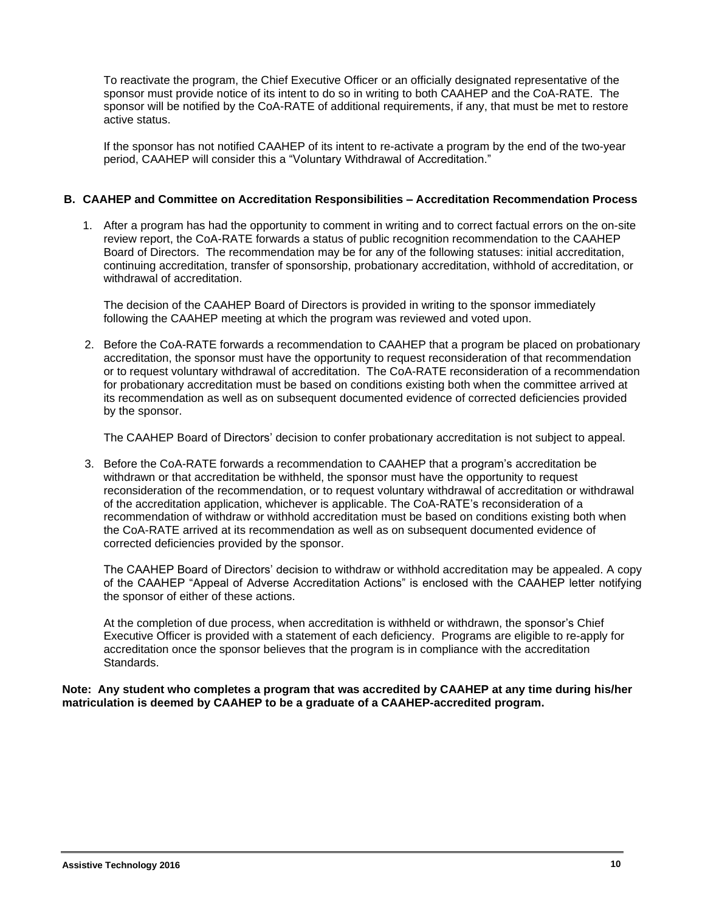To reactivate the program, the Chief Executive Officer or an officially designated representative of the sponsor must provide notice of its intent to do so in writing to both CAAHEP and the CoA-RATE. The sponsor will be notified by the CoA-RATE of additional requirements, if any, that must be met to restore active status.

If the sponsor has not notified CAAHEP of its intent to re-activate a program by the end of the two-year period, CAAHEP will consider this a "Voluntary Withdrawal of Accreditation."

**B. CAAHEP and Committee on Accreditation Responsibilities – Accreditation Recommendation Process**

1. After a program has had the opportunity to comment in writing and to correct factual errors on the on-site review report, the CoA-RATE forwards a status of public recognition recommendation to the CAAHEP Board of Directors. The recommendation may be for any of the following statuses: initial accreditation, continuing accreditation, transfer of sponsorship, probationary accreditation, withhold of accreditation, or withdrawal of accreditation.

   The decision of the CAAHEP Board of Directors is provided in writing to the sponsor immediately following the CAAHEP meeting at which the program was reviewed and voted upon.

2. Before the CoA-RATE forwards a recommendation to CAAHEP that a program be placed on probationary accreditation, the sponsor must have the opportunity to request reconsideration of that recommendation or to request voluntary withdrawal of accreditation. The CoA-RATE reconsideration of a recommendation for probationary accreditation must be based on conditions existing both when the committee arrived at its recommendation as well as on subsequent documented evidence of corrected deficiencies provided by the sponsor.

   The CAAHEP Board of Directors' decision to confer probationary accreditation is not subject to appeal.

3. Before the CoA-RATE forwards a recommendation to CAAHEP that a program's accreditation be withdrawn or that accreditation be withheld, the sponsor must have the opportunity to request reconsideration of the recommendation, or to request voluntary withdrawal of accreditation or withdrawal of the accreditation application, whichever is applicable. The CoA-RATE's reconsideration of a recommendation of withdraw or withhold accreditation must be based on conditions existing both when the CoA-RATE arrived at its recommendation as well as on subsequent documented evidence of corrected deficiencies provided by the sponsor.

   The CAAHEP Board of Directors' decision to withdraw or withhold accreditation may be appealed. A copy of the CAAHEP "Appeal of Adverse Accreditation Actions" is enclosed with the CAAHEP letter notifying the sponsor of either of these actions.

   At the completion of due process, when accreditation is withheld or withdrawn, the sponsor's Chief Executive Officer is provided with a statement of each deficiency. Programs are eligible to re-apply for accreditation once the sponsor believes that the program is in compliance with the accreditation Standards.

**Note: Any student who completes a program that was accredited by CAAHEP at any time during his/her matriculation is deemed by CAAHEP to be a graduate of a CAAHEP-accredited program.**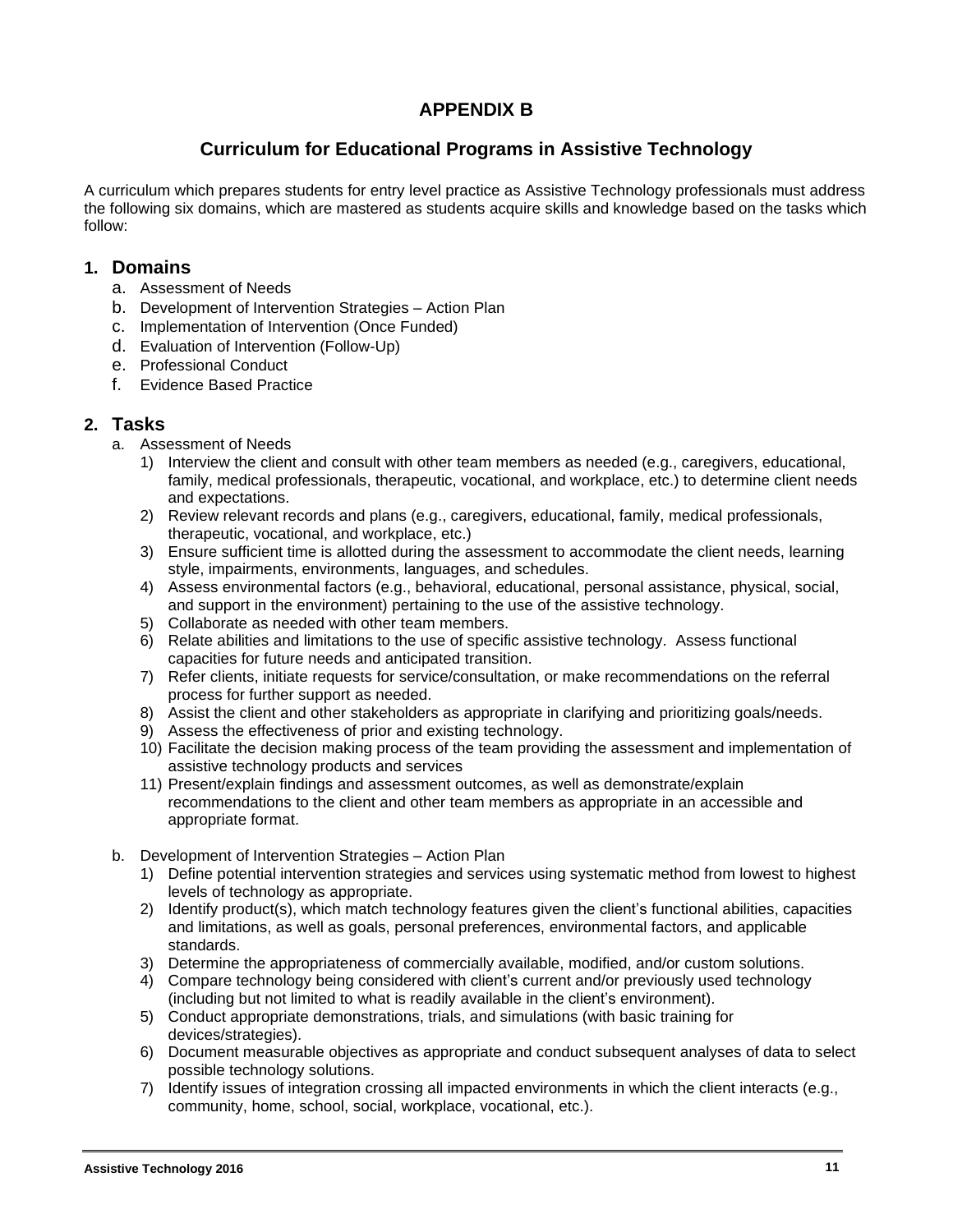# APPENDIX B

## Curriculum for Educational Programs in Assistive Technology

A curriculum which prepares students for entry level practice as Assistive Technology professionals must address the following six domains, which are mastered as students acquire skills and knowledge based on the tasks which follow:

### 1. Domains

a. Assessment of Needs
b. Development of Intervention Strategies – Action Plan
c. Implementation of Intervention (Once Funded)
d. Evaluation of Intervention (Follow-Up)
e. Professional Conduct
f. Evidence Based Practice

### 2. Tasks

a. Assessment of Needs
   1) Interview the client and consult with other team members as needed (e.g., caregivers, educational, family, medical professionals, therapeutic, vocational, and workplace, etc.) to determine client needs and expectations.
   2) Review relevant records and plans (e.g., caregivers, educational, family, medical professionals, therapeutic, vocational, and workplace, etc.)
   3) Ensure sufficient time is allotted during the assessment to accommodate the client needs, learning style, impairments, environments, languages, and schedules.
   4) Assess environmental factors (e.g., behavioral, educational, personal assistance, physical, social, and support in the environment) pertaining to the use of the assistive technology.
   5) Collaborate as needed with other team members.
   6) Relate abilities and limitations to the use of specific assistive technology. Assess functional capacities for future needs and anticipated transition.
   7) Refer clients, initiate requests for service/consultation, or make recommendations on the referral process for further support as needed.
   8) Assist the client and other stakeholders as appropriate in clarifying and prioritizing goals/needs.
   9) Assess the effectiveness of prior and existing technology.
   10) Facilitate the decision making process of the team providing the assessment and implementation of assistive technology products and services
   11) Present/explain findings and assessment outcomes, as well as demonstrate/explain recommendations to the client and other team members as appropriate in an accessible and appropriate format.

b. Development of Intervention Strategies – Action Plan
   1) Define potential intervention strategies and services using systematic method from lowest to highest levels of technology as appropriate.
   2) Identify product(s), which match technology features given the client's functional abilities, capacities and limitations, as well as goals, personal preferences, environmental factors, and applicable standards.
   3) Determine the appropriateness of commercially available, modified, and/or custom solutions.
   4) Compare technology being considered with client's current and/or previously used technology (including but not limited to what is readily available in the client's environment).
   5) Conduct appropriate demonstrations, trials, and simulations (with basic training for devices/strategies).
   6) Document measurable objectives as appropriate and conduct subsequent analyses of data to select possible technology solutions.
   7) Identify issues of integration crossing all impacted environments in which the client interacts (e.g., community, home, school, social, workplace, vocational, etc.).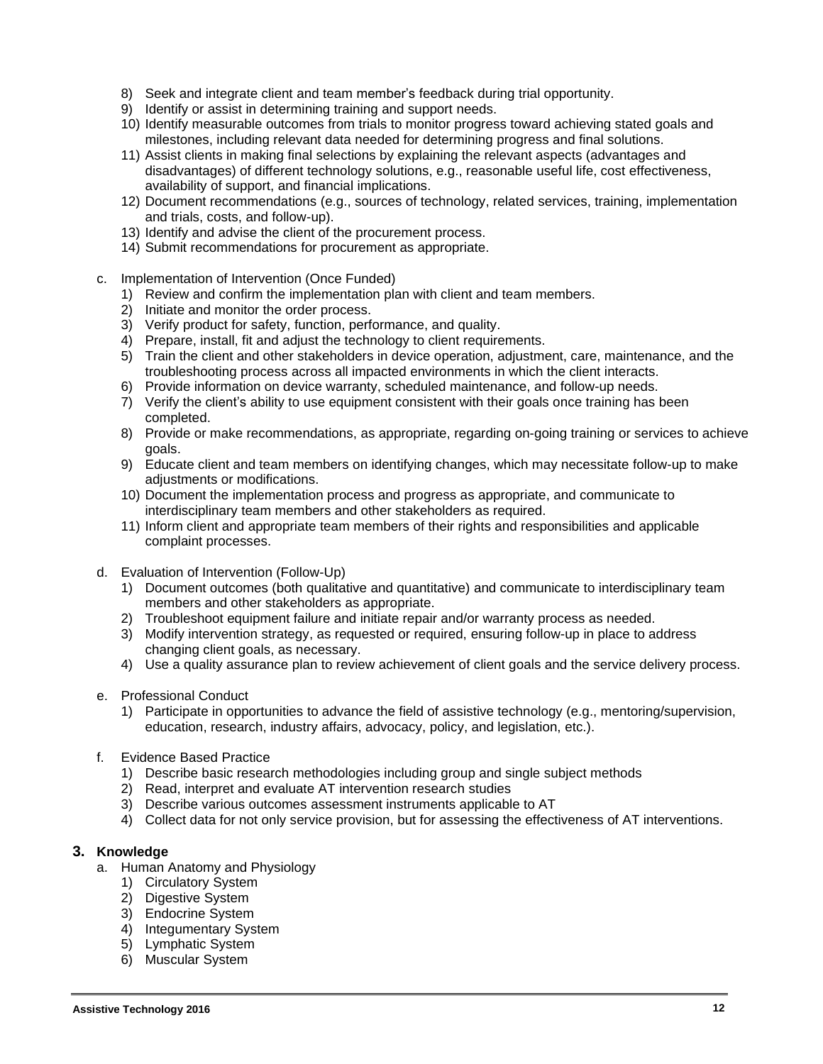8) Seek and integrate client and team member's feedback during trial opportunity.
9) Identify or assist in determining training and support needs.
10) Identify measurable outcomes from trials to monitor progress toward achieving stated goals and milestones, including relevant data needed for determining progress and final solutions.
11) Assist clients in making final selections by explaining the relevant aspects (advantages and disadvantages) of different technology solutions, e.g., reasonable useful life, cost effectiveness, availability of support, and financial implications.
12) Document recommendations (e.g., sources of technology, related services, training, implementation and trials, costs, and follow-up).
13) Identify and advise the client of the procurement process.
14) Submit recommendations for procurement as appropriate.

c. Implementation of Intervention (Once Funded)
   1) Review and confirm the implementation plan with client and team members.
   2) Initiate and monitor the order process.
   3) Verify product for safety, function, performance, and quality.
   4) Prepare, install, fit and adjust the technology to client requirements.
   5) Train the client and other stakeholders in device operation, adjustment, care, maintenance, and the troubleshooting process across all impacted environments in which the client interacts.
   6) Provide information on device warranty, scheduled maintenance, and follow-up needs.
   7) Verify the client's ability to use equipment consistent with their goals once training has been completed.
   8) Provide or make recommendations, as appropriate, regarding on-going training or services to achieve goals.
   9) Educate client and team members on identifying changes, which may necessitate follow-up to make adjustments or modifications.
   10) Document the implementation process and progress as appropriate, and communicate to interdisciplinary team members and other stakeholders as required.
   11) Inform client and appropriate team members of their rights and responsibilities and applicable complaint processes.

d. Evaluation of Intervention (Follow-Up)
   1) Document outcomes (both qualitative and quantitative) and communicate to interdisciplinary team members and other stakeholders as appropriate.
   2) Troubleshoot equipment failure and initiate repair and/or warranty process as needed.
   3) Modify intervention strategy, as requested or required, ensuring follow-up in place to address changing client goals, as necessary.
   4) Use a quality assurance plan to review achievement of client goals and the service delivery process.

e. Professional Conduct
   1) Participate in opportunities to advance the field of assistive technology (e.g., mentoring/supervision, education, research, industry affairs, advocacy, policy, and legislation, etc.).

f. Evidence Based Practice
   1) Describe basic research methodologies including group and single subject methods
   2) Read, interpret and evaluate AT intervention research studies
   3) Describe various outcomes assessment instruments applicable to AT
   4) Collect data for not only service provision, but for assessing the effectiveness of AT interventions.

### 3. Knowledge

a. Human Anatomy and Physiology
   1) Circulatory System
   2) Digestive System
   3) Endocrine System
   4) Integumentary System
   5) Lymphatic System
   6) Muscular System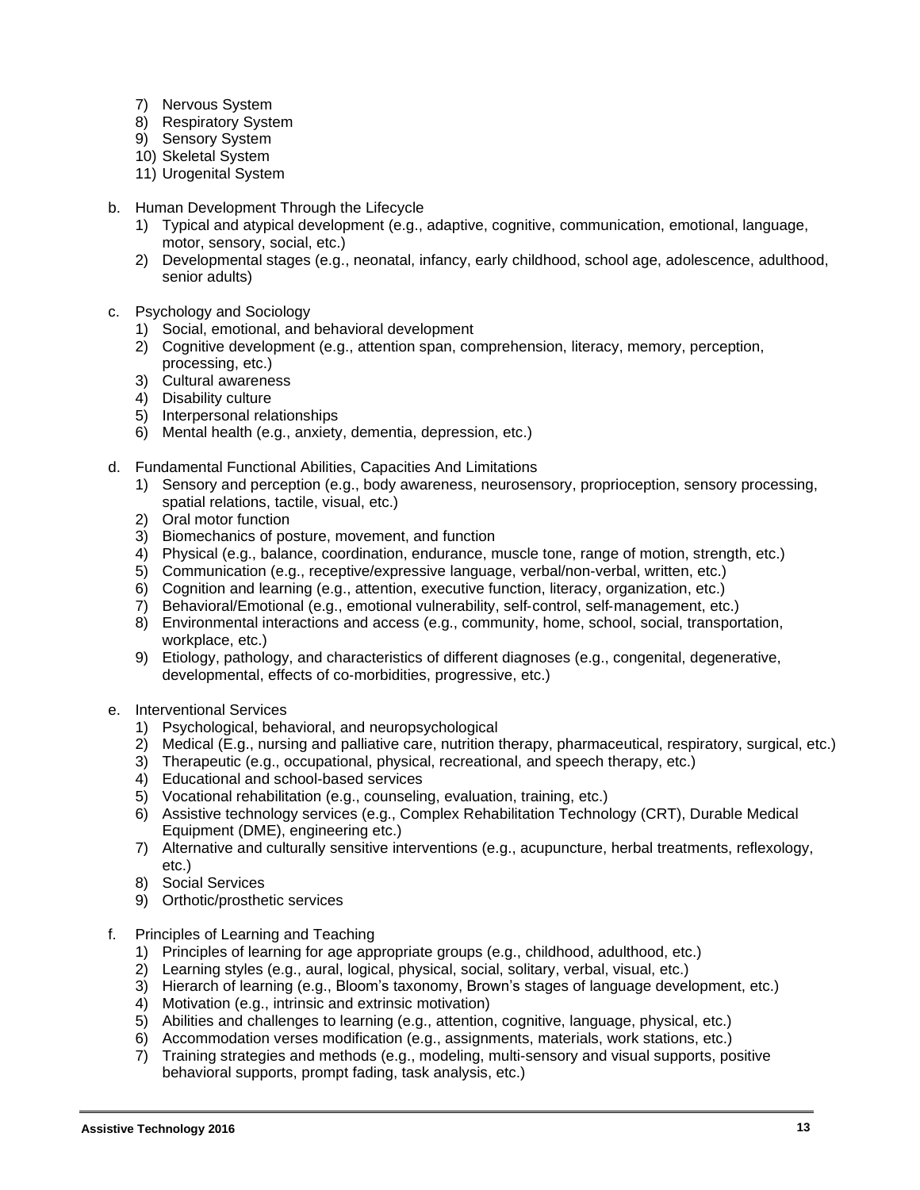7) Nervous System
8) Respiratory System
9) Sensory System
10) Skeletal System
11) Urogenital System

b. Human Development Through the Lifecycle
   1) Typical and atypical development (e.g., adaptive, cognitive, communication, emotional, language, motor, sensory, social, etc.)
   2) Developmental stages (e.g., neonatal, infancy, early childhood, school age, adolescence, adulthood, senior adults)

c. Psychology and Sociology
   1) Social, emotional, and behavioral development
   2) Cognitive development (e.g., attention span, comprehension, literacy, memory, perception, processing, etc.)
   3) Cultural awareness
   4) Disability culture
   5) Interpersonal relationships
   6) Mental health (e.g., anxiety, dementia, depression, etc.)

d. Fundamental Functional Abilities, Capacities And Limitations
   1) Sensory and perception (e.g., body awareness, neurosensory, proprioception, sensory processing, spatial relations, tactile, visual, etc.)
   2) Oral motor function
   3) Biomechanics of posture, movement, and function
   4) Physical (e.g., balance, coordination, endurance, muscle tone, range of motion, strength, etc.)
   5) Communication (e.g., receptive/expressive language, verbal/non-verbal, written, etc.)
   6) Cognition and learning (e.g., attention, executive function, literacy, organization, etc.)
   7) Behavioral/Emotional (e.g., emotional vulnerability, self-control, self-management, etc.)
   8) Environmental interactions and access (e.g., community, home, school, social, transportation, workplace, etc.)
   9) Etiology, pathology, and characteristics of different diagnoses (e.g., congenital, degenerative, developmental, effects of co-morbidities, progressive, etc.)

e. Interventional Services
   1) Psychological, behavioral, and neuropsychological
   2) Medical (E.g., nursing and palliative care, nutrition therapy, pharmaceutical, respiratory, surgical, etc.)
   3) Therapeutic (e.g., occupational, physical, recreational, and speech therapy, etc.)
   4) Educational and school-based services
   5) Vocational rehabilitation (e.g., counseling, evaluation, training, etc.)
   6) Assistive technology services (e.g., Complex Rehabilitation Technology (CRT), Durable Medical Equipment (DME), engineering etc.)
   7) Alternative and culturally sensitive interventions (e.g., acupuncture, herbal treatments, reflexology, etc.)
   8) Social Services
   9) Orthotic/prosthetic services

f. Principles of Learning and Teaching
   1) Principles of learning for age appropriate groups (e.g., childhood, adulthood, etc.)
   2) Learning styles (e.g., aural, logical, physical, social, solitary, verbal, visual, etc.)
   3) Hierarch of learning (e.g., Bloom's taxonomy, Brown's stages of language development, etc.)
   4) Motivation (e.g., intrinsic and extrinsic motivation)
   5) Abilities and challenges to learning (e.g., attention, cognitive, language, physical, etc.)
   6) Accommodation verses modification (e.g., assignments, materials, work stations, etc.)
   7) Training strategies and methods (e.g., modeling, multi-sensory and visual supports, positive behavioral supports, prompt fading, task analysis, etc.)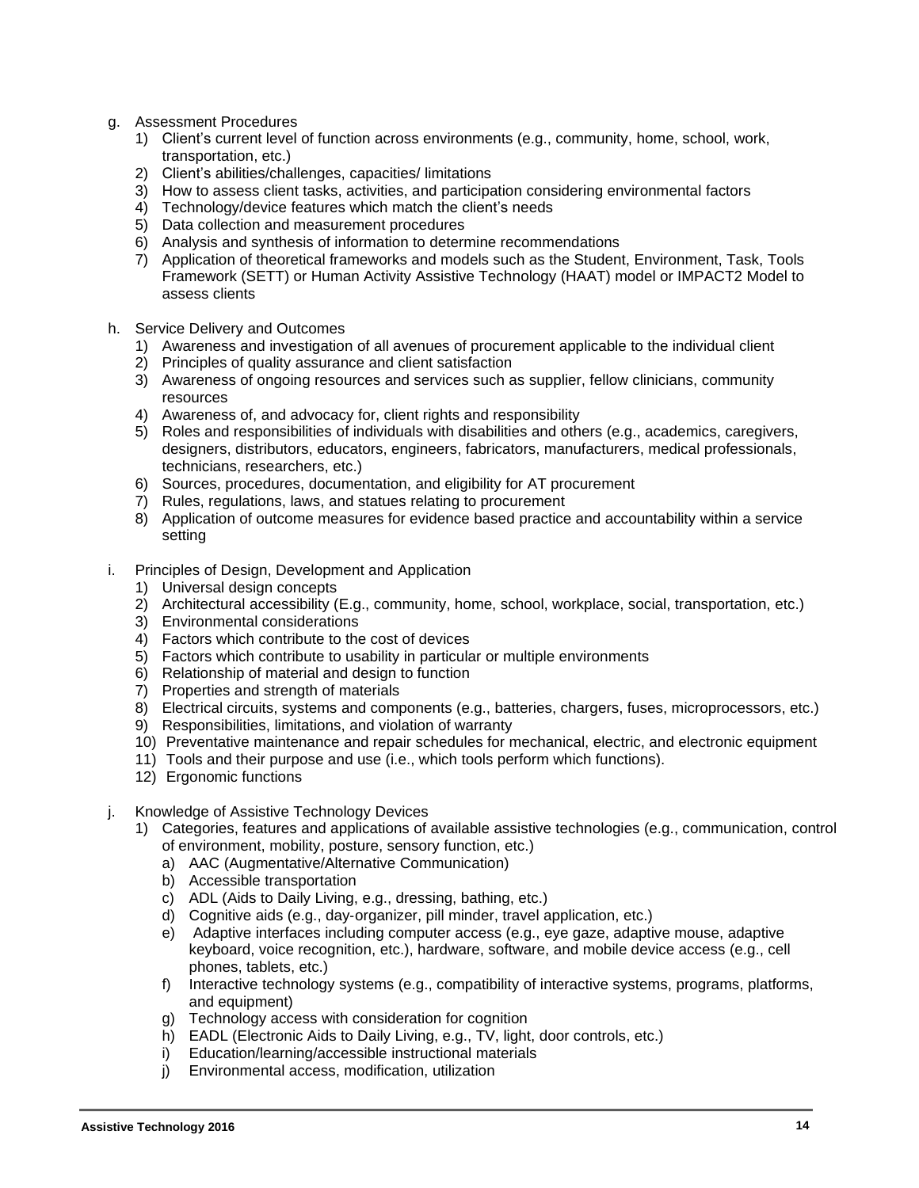g. Assessment Procedures
   1) Client's current level of function across environments (e.g., community, home, school, work, transportation, etc.)
   2) Client's abilities/challenges, capacities/ limitations
   3) How to assess client tasks, activities, and participation considering environmental factors
   4) Technology/device features which match the client's needs
   5) Data collection and measurement procedures
   6) Analysis and synthesis of information to determine recommendations
   7) Application of theoretical frameworks and models such as the Student, Environment, Task, Tools Framework (SETT) or Human Activity Assistive Technology (HAAT) model or IMPACT2 Model to assess clients

h. Service Delivery and Outcomes
   1) Awareness and investigation of all avenues of procurement applicable to the individual client
   2) Principles of quality assurance and client satisfaction
   3) Awareness of ongoing resources and services such as supplier, fellow clinicians, community resources
   4) Awareness of, and advocacy for, client rights and responsibility
   5) Roles and responsibilities of individuals with disabilities and others (e.g., academics, caregivers, designers, distributors, educators, engineers, fabricators, manufacturers, medical professionals, technicians, researchers, etc.)
   6) Sources, procedures, documentation, and eligibility for AT procurement
   7) Rules, regulations, laws, and statues relating to procurement
   8) Application of outcome measures for evidence based practice and accountability within a service setting

i. Principles of Design, Development and Application
   1) Universal design concepts
   2) Architectural accessibility (E.g., community, home, school, workplace, social, transportation, etc.)
   3) Environmental considerations
   4) Factors which contribute to the cost of devices
   5) Factors which contribute to usability in particular or multiple environments
   6) Relationship of material and design to function
   7) Properties and strength of materials
   8) Electrical circuits, systems and components (e.g., batteries, chargers, fuses, microprocessors, etc.)
   9) Responsibilities, limitations, and violation of warranty
   10) Preventative maintenance and repair schedules for mechanical, electric, and electronic equipment
   11) Tools and their purpose and use (i.e., which tools perform which functions).
   12) Ergonomic functions

j. Knowledge of Assistive Technology Devices
   1) Categories, features and applications of available assistive technologies (e.g., communication, control of environment, mobility, posture, sensory function, etc.)
      a) AAC (Augmentative/Alternative Communication)
      b) Accessible transportation
      c) ADL (Aids to Daily Living, e.g., dressing, bathing, etc.)
      d) Cognitive aids (e.g., day-organizer, pill minder, travel application, etc.)
      e) Adaptive interfaces including computer access (e.g., eye gaze, adaptive mouse, adaptive keyboard, voice recognition, etc.), hardware, software, and mobile device access (e.g., cell phones, tablets, etc.)
      f) Interactive technology systems (e.g., compatibility of interactive systems, programs, platforms, and equipment)
      g) Technology access with consideration for cognition
      h) EADL (Electronic Aids to Daily Living, e.g., TV, light, door controls, etc.)
      i) Education/learning/accessible instructional materials
      j) Environmental access, modification, utilization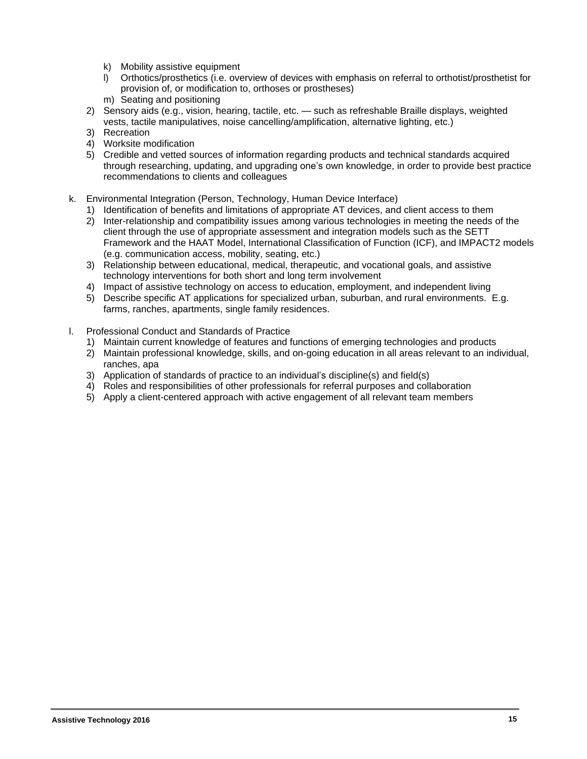k) Mobility assistive equipment
l) Orthotics/prosthetics (i.e. overview of devices with emphasis on referral to orthotist/prosthetist for provision of, or modification to, orthoses or prostheses)
m) Seating and positioning

2) Sensory aids (e.g., vision, hearing, tactile, etc. — such as refreshable Braille displays, weighted vests, tactile manipulatives, noise cancelling/amplification, alternative lighting, etc.)
3) Recreation
4) Worksite modification
5) Credible and vetted sources of information regarding products and technical standards acquired through researching, updating, and upgrading one's own knowledge, in order to provide best practice recommendations to clients and colleagues

k. Environmental Integration (Person, Technology, Human Device Interface)
   1) Identification of benefits and limitations of appropriate AT devices, and client access to them
   2) Inter-relationship and compatibility issues among various technologies in meeting the needs of the client through the use of appropriate assessment and integration models such as the SETT Framework and the HAAT Model, International Classification of Function (ICF), and IMPACT2 models (e.g. communication access, mobility, seating, etc.)
   3) Relationship between educational, medical, therapeutic, and vocational goals, and assistive technology interventions for both short and long term involvement
   4) Impact of assistive technology on access to education, employment, and independent living
   5) Describe specific AT applications for specialized urban, suburban, and rural environments. E.g. farms, ranches, apartments, single family residences.

l. Professional Conduct and Standards of Practice
   1) Maintain current knowledge of features and functions of emerging technologies and products
   2) Maintain professional knowledge, skills, and on-going education in all areas relevant to an individual, ranches, apa
   3) Application of standards of practice to an individual's discipline(s) and field(s)
   4) Roles and responsibilities of other professionals for referral purposes and collaboration
   5) Apply a client-centered approach with active engagement of all relevant team members